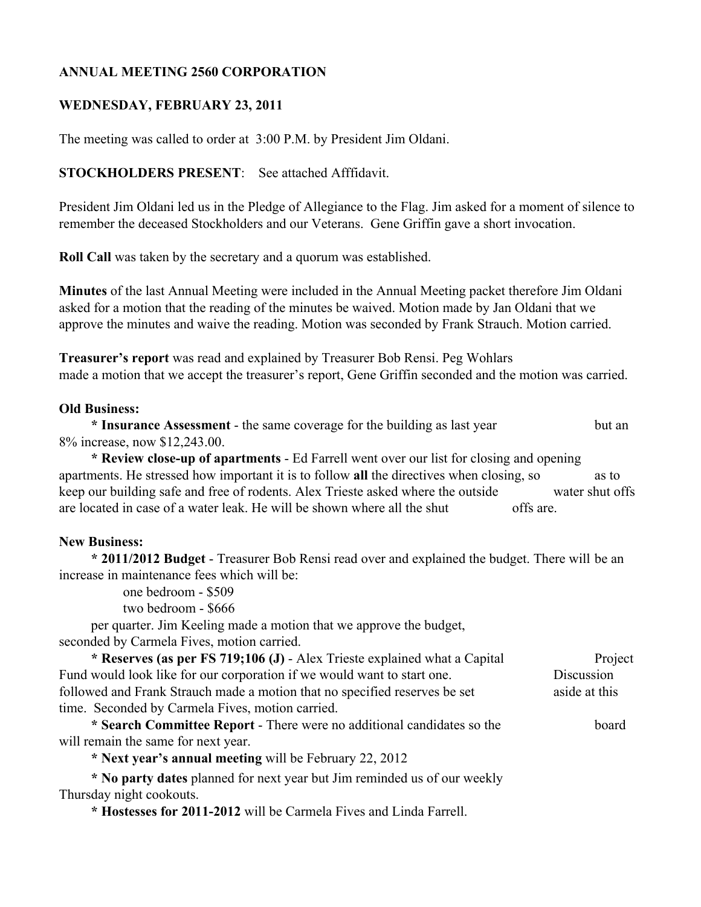**ANNUAL MEETING 2560 CORPORATION**

**WEDNESDAY, FEBRUARY 23, 2011**

The meeting was called to order at 3:00 P.M. by President Jim Oldani.

**STOCKHOLDERS PRESENT**: See attached Afffidavit.

President Jim Oldani led us in the Pledge of Allegiance to the Flag. Jim asked for a moment of silence to remember the deceased Stockholders and our Veterans. Gene Griffin gave a short invocation.

**Roll Call** was taken by the secretary and a quorum was established.

**Minutes** of the last Annual Meeting were included in the Annual Meeting packet therefore Jim Oldani asked for a motion that the reading of the minutes be waived. Motion made by Jan Oldani that we approve the minutes and waive the reading. Motion was seconded by Frank Strauch. Motion carried.

**Treasurer's report** was read and explained by Treasurer Bob Rensi. Peg Wohlars made a motion that we accept the treasurer's report, Gene Griffin seconded and the motion was carried.

**Old Business:**

**\* Insurance Assessment** - the same coverage for the building as last year but an 8% increase, now $12,243.00.

**\* Review close-up of apartments** - Ed Farrell went over our list for closing and opening apartments. He stressed how important it is to follow **all** the directives when closing, so as to keep our building safe and free of rodents. Alex Trieste asked where the outside water shut offs are located in case of a water leak. He will be shown where all the shut offs are.

**New Business:**

**\* 2011/2012 Budget** - Treasurer Bob Rensi read over and explained the budget. There will be an increase in maintenance fees which will be:

one bedroom - $509
two bedroom - $666

per quarter. Jim Keeling made a motion that we approve the budget, seconded by Carmela Fives, motion carried.

**\* Reserves (as per FS 719;106 (J)** - Alex Trieste explained what a Capital Project Fund would look like for our corporation if we would want to start one. Discussion followed and Frank Strauch made a motion that no specified reserves be set aside at this time. Seconded by Carmela Fives, motion carried.

**\* Search Committee Report** - There were no additional candidates so the board will remain the same for next year.

**\* Next year's annual meeting** will be February 22, 2012

**\* No party dates** planned for next year but Jim reminded us of our weekly Thursday night cookouts.

**\* Hostesses for 2011-2012** will be Carmela Fives and Linda Farrell.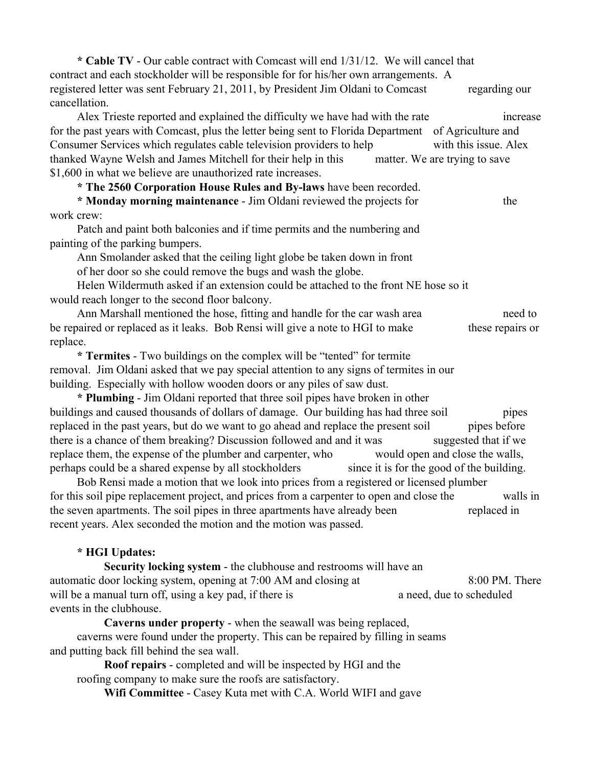**\* Cable TV** - Our cable contract with Comcast will end 1/31/12. We will cancel that contract and each stockholder will be responsible for for his/her own arrangements. A registered letter was sent February 21, 2011, by President Jim Oldani to Comcast regarding our cancellation.

Alex Trieste reported and explained the difficulty we have had with the rate increase for the past years with Comcast, plus the letter being sent to Florida Department of Agriculture and Consumer Services which regulates cable television providers to help with this issue. Alex thanked Wayne Welsh and James Mitchell for their help in this matter. We are trying to save $1,600 in what we believe are unauthorized rate increases.

**\* The 2560 Corporation House Rules and By-laws** have been recorded.

**\* Monday morning maintenance** - Jim Oldani reviewed the projects for the work crew:

Patch and paint both balconies and if time permits and the numbering and painting of the parking bumpers.

Ann Smolander asked that the ceiling light globe be taken down in front of her door so she could remove the bugs and wash the globe.

Helen Wildermuth asked if an extension could be attached to the front NE hose so it would reach longer to the second floor balcony.

Ann Marshall mentioned the hose, fitting and handle for the car wash area need to be repaired or replaced as it leaks. Bob Rensi will give a note to HGI to make these repairs or replace.

**\* Termites** - Two buildings on the complex will be "tented" for termite removal. Jim Oldani asked that we pay special attention to any signs of termites in our building. Especially with hollow wooden doors or any piles of saw dust.

**\* Plumbing** - Jim Oldani reported that three soil pipes have broken in other buildings and caused thousands of dollars of damage. Our building has had three soil pipes replaced in the past years, but do we want to go ahead and replace the present soil pipes before there is a chance of them breaking? Discussion followed and and it was suggested that if we replace them, the expense of the plumber and carpenter, who would open and close the walls, perhaps could be a shared expense by all stockholders since it is for the good of the building.

Bob Rensi made a motion that we look into prices from a registered or licensed plumber for this soil pipe replacement project, and prices from a carpenter to open and close the walls in the seven apartments. The soil pipes in three apartments have already been replaced in recent years. Alex seconded the motion and the motion was passed.

**\* HGI Updates:**

**Security locking system** - the clubhouse and restrooms will have an automatic door locking system, opening at 7:00 AM and closing at 8:00 PM. There will be a manual turn off, using a key pad, if there is a need, due to scheduled events in the clubhouse.

**Caverns under property** - when the seawall was being replaced, caverns were found under the property. This can be repaired by filling in seams and putting back fill behind the sea wall.

**Roof repairs** - completed and will be inspected by HGI and the roofing company to make sure the roofs are satisfactory.

**Wifi Committee** - Casey Kuta met with C.A. World WIFI and gave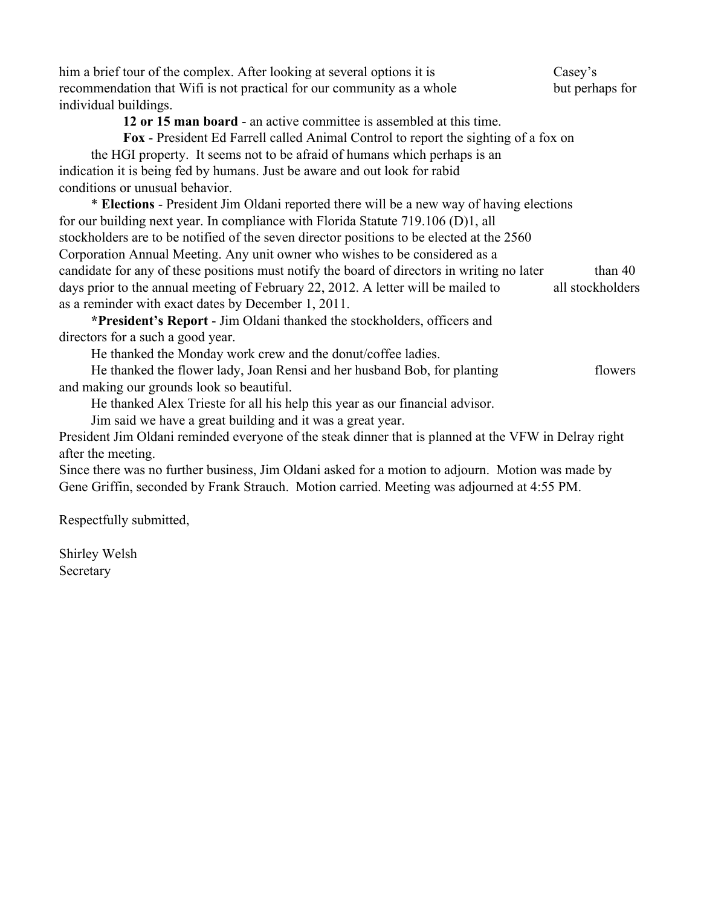him a brief tour of the complex. After looking at several options it is Casey's recommendation that Wifi is not practical for our community as a whole but perhaps for individual buildings.

**12 or 15 man board** - an active committee is assembled at this time.

**Fox** - President Ed Farrell called Animal Control to report the sighting of a fox on the HGI property. It seems not to be afraid of humans which perhaps is an indication it is being fed by humans. Just be aware and out look for rabid conditions or unusual behavior.

* **Elections** - President Jim Oldani reported there will be a new way of having elections for our building next year. In compliance with Florida Statute 719.106 (D)1, all stockholders are to be notified of the seven director positions to be elected at the 2560 Corporation Annual Meeting. Any unit owner who wishes to be considered as a candidate for any of these positions must notify the board of directors in writing no later than 40 days prior to the annual meeting of February 22, 2012. A letter will be mailed to all stockholders as a reminder with exact dates by December 1, 2011.

***President's Report** - Jim Oldani thanked the stockholders, officers and directors for a such a good year.

He thanked the Monday work crew and the donut/coffee ladies.

He thanked the flower lady, Joan Rensi and her husband Bob, for planting flowers and making our grounds look so beautiful.

He thanked Alex Trieste for all his help this year as our financial advisor.

Jim said we have a great building and it was a great year.

President Jim Oldani reminded everyone of the steak dinner that is planned at the VFW in Delray right after the meeting.

Since there was no further business, Jim Oldani asked for a motion to adjourn. Motion was made by Gene Griffin, seconded by Frank Strauch. Motion carried. Meeting was adjourned at 4:55 PM.

Respectfully submitted,

Shirley Welsh
Secretary